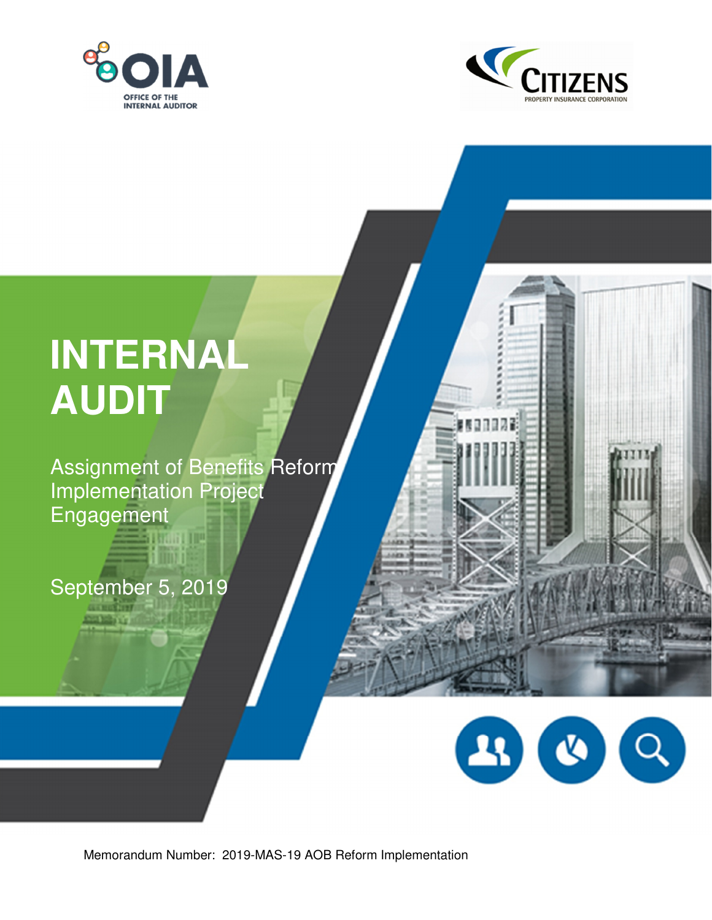OFFICE OF THE INTERNAL AUDITOR

CITIZENS PROPERTY INSURANCE CORPORATION

# INTERNAL AUDIT

Assignment of Benefits Reform Implementation Project Engagement

September 5, 2019

Memorandum Number: 2019-MAS-19 AOB Reform Implementation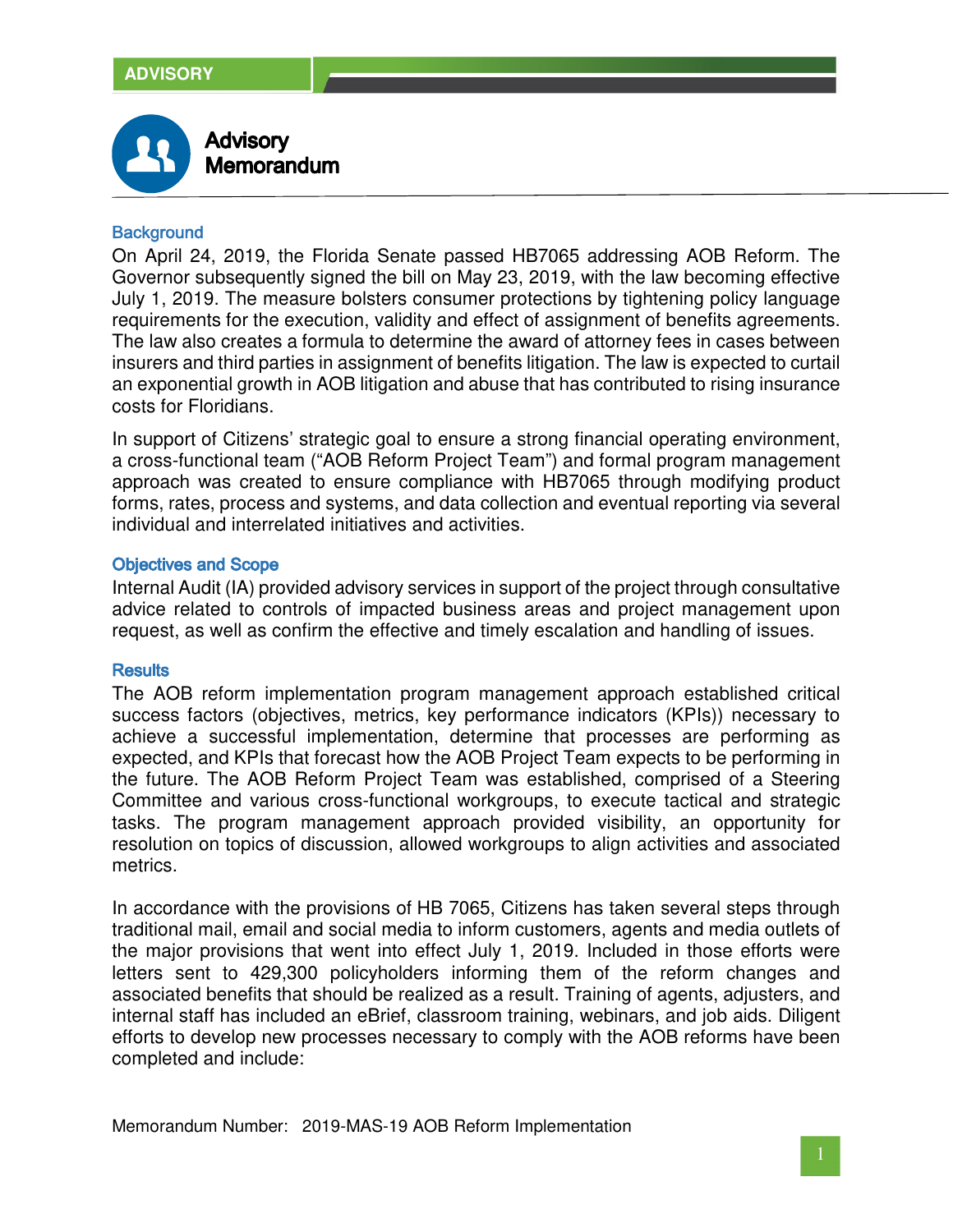# Advisory Memorandum

## Background

On April 24, 2019, the Florida Senate passed HB7065 addressing AOB Reform. The Governor subsequently signed the bill on May 23, 2019, with the law becoming effective July 1, 2019. The measure bolsters consumer protections by tightening policy language requirements for the execution, validity and effect of assignment of benefits agreements. The law also creates a formula to determine the award of attorney fees in cases between insurers and third parties in assignment of benefits litigation. The law is expected to curtail an exponential growth in AOB litigation and abuse that has contributed to rising insurance costs for Floridians.

In support of Citizens' strategic goal to ensure a strong financial operating environment, a cross-functional team ("AOB Reform Project Team") and formal program management approach was created to ensure compliance with HB7065 through modifying product forms, rates, process and systems, and data collection and eventual reporting via several individual and interrelated initiatives and activities.

## Objectives and Scope

Internal Audit (IA) provided advisory services in support of the project through consultative advice related to controls of impacted business areas and project management upon request, as well as confirm the effective and timely escalation and handling of issues.

## Results

The AOB reform implementation program management approach established critical success factors (objectives, metrics, key performance indicators (KPIs)) necessary to achieve a successful implementation, determine that processes are performing as expected, and KPIs that forecast how the AOB Project Team expects to be performing in the future. The AOB Reform Project Team was established, comprised of a Steering Committee and various cross-functional workgroups, to execute tactical and strategic tasks. The program management approach provided visibility, an opportunity for resolution on topics of discussion, allowed workgroups to align activities and associated metrics.

In accordance with the provisions of HB 7065, Citizens has taken several steps through traditional mail, email and social media to inform customers, agents and media outlets of the major provisions that went into effect July 1, 2019. Included in those efforts were letters sent to 429,300 policyholders informing them of the reform changes and associated benefits that should be realized as a result. Training of agents, adjusters, and internal staff has included an eBrief, classroom training, webinars, and job aids. Diligent efforts to develop new processes necessary to comply with the AOB reforms have been completed and include:

Memorandum Number: 2019-MAS-19 AOB Reform Implementation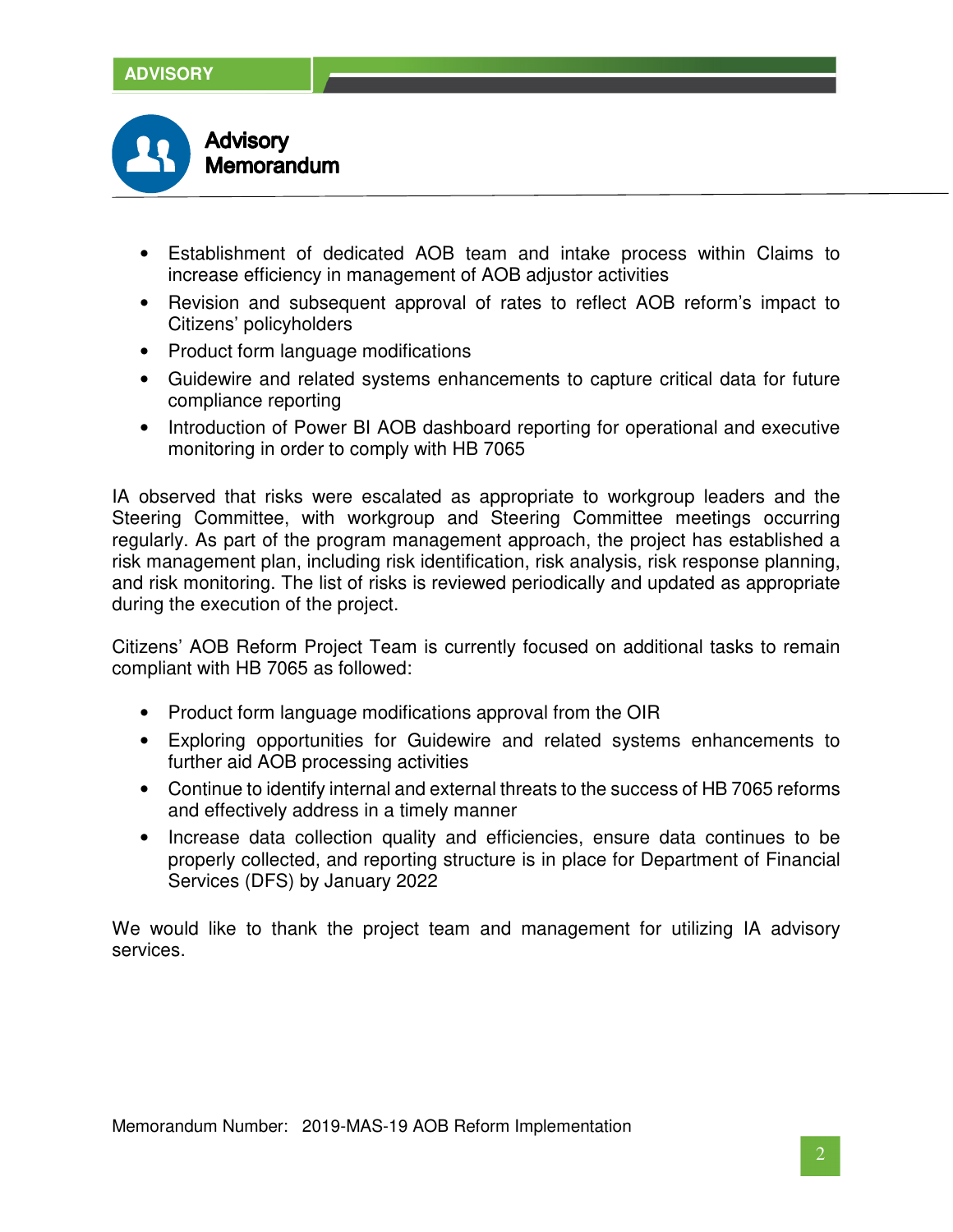- Establishment of dedicated AOB team and intake process within Claims to increase efficiency in management of AOB adjustor activities
- Revision and subsequent approval of rates to reflect AOB reform's impact to Citizens' policyholders
- Product form language modifications
- Guidewire and related systems enhancements to capture critical data for future compliance reporting
- Introduction of Power BI AOB dashboard reporting for operational and executive monitoring in order to comply with HB 7065

IA observed that risks were escalated as appropriate to workgroup leaders and the Steering Committee, with workgroup and Steering Committee meetings occurring regularly. As part of the program management approach, the project has established a risk management plan, including risk identification, risk analysis, risk response planning, and risk monitoring. The list of risks is reviewed periodically and updated as appropriate during the execution of the project.

Citizens' AOB Reform Project Team is currently focused on additional tasks to remain compliant with HB 7065 as followed:

- Product form language modifications approval from the OIR
- Exploring opportunities for Guidewire and related systems enhancements to further aid AOB processing activities
- Continue to identify internal and external threats to the success of HB 7065 reforms and effectively address in a timely manner
- Increase data collection quality and efficiencies, ensure data continues to be properly collected, and reporting structure is in place for Department of Financial Services (DFS) by January 2022

We would like to thank the project team and management for utilizing IA advisory services.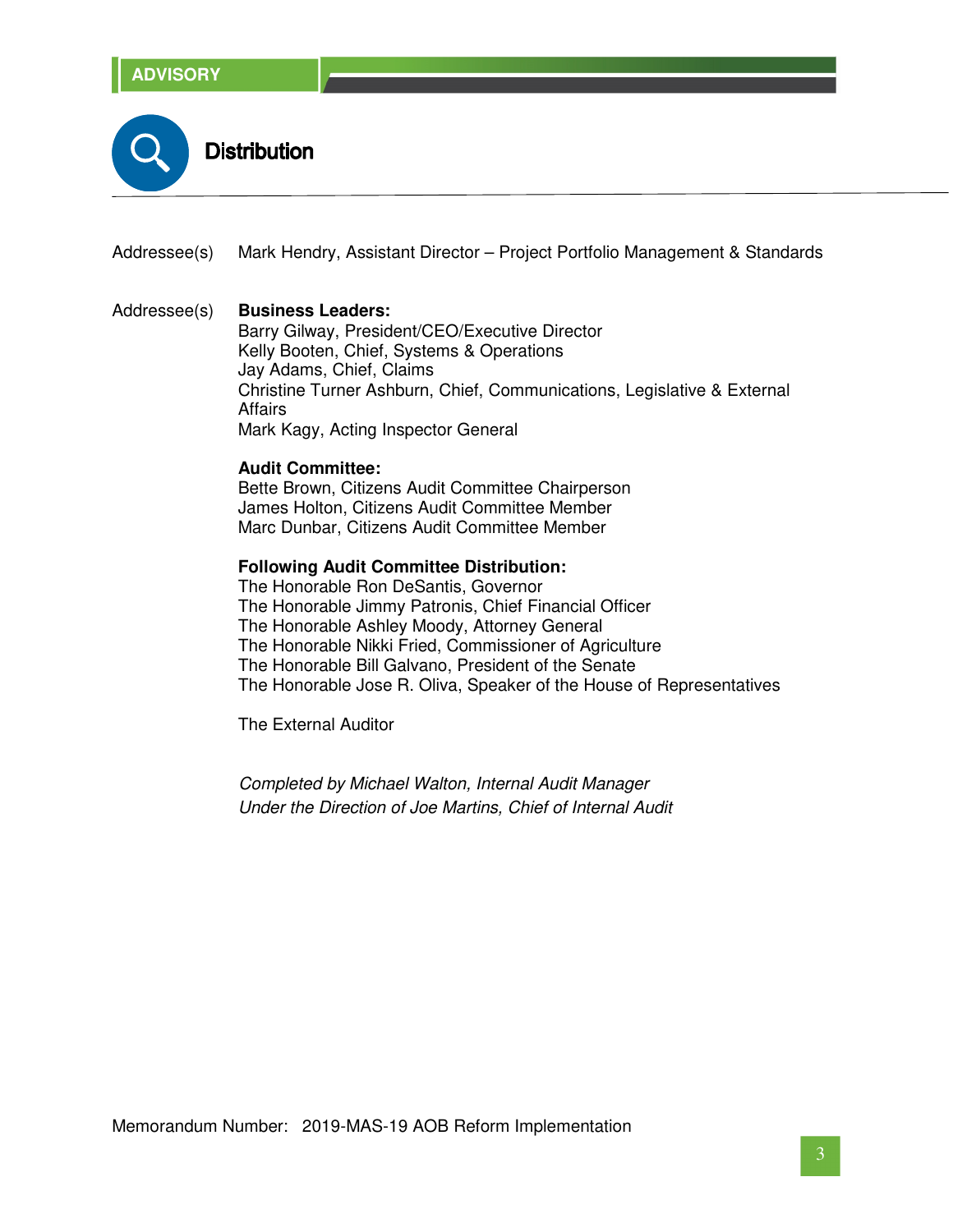ADVISORY

# Distribution

Addressee(s) Mark Hendry, Assistant Director – Project Portfolio Management & Standards

Addressee(s) **Business Leaders:**
Barry Gilway, President/CEO/Executive Director
Kelly Booten, Chief, Systems & Operations
Jay Adams, Chief, Claims
Christine Turner Ashburn, Chief, Communications, Legislative & External Affairs
Mark Kagy, Acting Inspector General

**Audit Committee:**
Bette Brown, Citizens Audit Committee Chairperson
James Holton, Citizens Audit Committee Member
Marc Dunbar, Citizens Audit Committee Member

**Following Audit Committee Distribution:**
The Honorable Ron DeSantis, Governor
The Honorable Jimmy Patronis, Chief Financial Officer
The Honorable Ashley Moody, Attorney General
The Honorable Nikki Fried, Commissioner of Agriculture
The Honorable Bill Galvano, President of the Senate
The Honorable Jose R. Oliva, Speaker of the House of Representatives

The External Auditor

*Completed by Michael Walton, Internal Audit Manager*
*Under the Direction of Joe Martins, Chief of Internal Audit*

Memorandum Number: 2019-MAS-19 AOB Reform Implementation